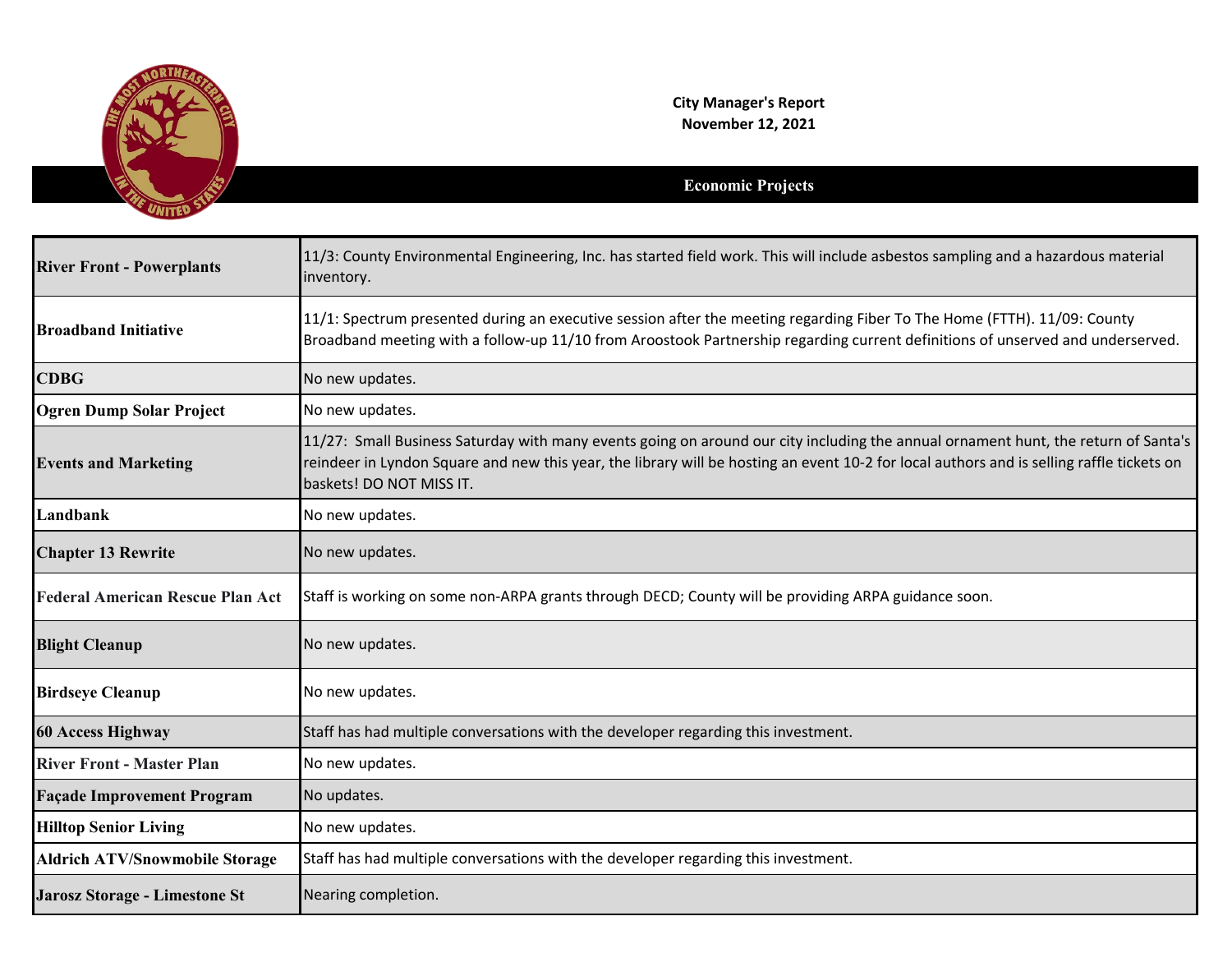**City Manager's Report**
**November 12, 2021**

## Economic Projects

| | |
|---|---|
| **River Front - Powerplants** | 11/3: County Environmental Engineering, Inc. has started field work. This will include asbestos sampling and a hazardous material inventory. |
| **Broadband Initiative** | 11/1: Spectrum presented during an executive session after the meeting regarding Fiber To The Home (FTTH). 11/09: County Broadband meeting with a follow-up 11/10 from Aroostook Partnership regarding current definitions of unserved and underserved. |
| **CDBG** | No new updates. |
| **Ogren Dump Solar Project** | No new updates. |
| **Events and Marketing** | 11/27: Small Business Saturday with many events going on around our city including the annual ornament hunt, the return of Santa's reindeer in Lyndon Square and new this year, the library will be hosting an event 10-2 for local authors and is selling raffle tickets on baskets! DO NOT MISS IT. |
| **Landbank** | No new updates. |
| **Chapter 13 Rewrite** | No new updates. |
| **Federal American Rescue Plan Act** | Staff is working on some non-ARPA grants through DECD; County will be providing ARPA guidance soon. |
| **Blight Cleanup** | No new updates. |
| **Birdseye Cleanup** | No new updates. |
| **60 Access Highway** | Staff has had multiple conversations with the developer regarding this investment. |
| **River Front - Master Plan** | No new updates. |
| **Façade Improvement Program** | No updates. |
| **Hilltop Senior Living** | No new updates. |
| **Aldrich ATV/Snowmobile Storage** | Staff has had multiple conversations with the developer regarding this investment. |
| **Jarosz Storage - Limestone St** | Nearing completion. |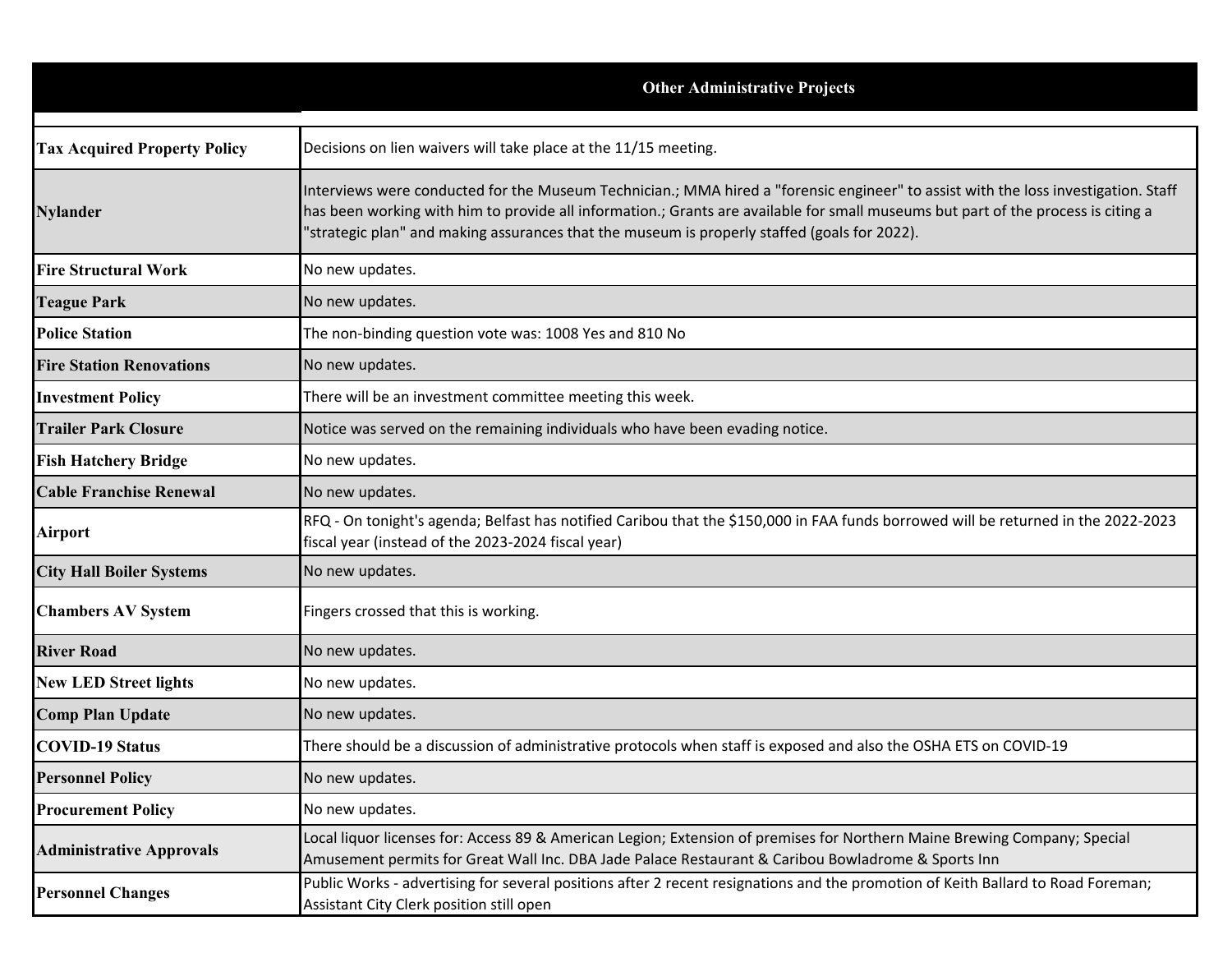| | Other Administrative Projects |
|---|---|
| **Tax Acquired Property Policy** | Decisions on lien waivers will take place at the 11/15 meeting. |
| **Nylander** | Interviews were conducted for the Museum Technician.; MMA hired a "forensic engineer" to assist with the loss investigation. Staff has been working with him to provide all information.; Grants are available for small museums but part of the process is citing a "strategic plan" and making assurances that the museum is properly staffed (goals for 2022). |
| **Fire Structural Work** | No new updates. |
| **Teague Park** | No new updates. |
| **Police Station** | The non-binding question vote was: 1008 Yes and 810 No |
| **Fire Station Renovations** | No new updates. |
| **Investment Policy** | There will be an investment committee meeting this week. |
| **Trailer Park Closure** | Notice was served on the remaining individuals who have been evading notice. |
| **Fish Hatchery Bridge** | No new updates. |
| **Cable Franchise Renewal** | No new updates. |
| **Airport** | RFQ - On tonight's agenda; Belfast has notified Caribou that the $150,000 in FAA funds borrowed will be returned in the 2022-2023 fiscal year (instead of the 2023-2024 fiscal year) |
| **City Hall Boiler Systems** | No new updates. |
| **Chambers AV System** | Fingers crossed that this is working. |
| **River Road** | No new updates. |
| **New LED Street lights** | No new updates. |
| **Comp Plan Update** | No new updates. |
| **COVID-19 Status** | There should be a discussion of administrative protocols when staff is exposed and also the OSHA ETS on COVID-19 |
| **Personnel Policy** | No new updates. |
| **Procurement Policy** | No new updates. |
| **Administrative Approvals** | Local liquor licenses for: Access 89 & American Legion; Extension of premises for Northern Maine Brewing Company; Special Amusement permits for Great Wall Inc. DBA Jade Palace Restaurant & Caribou Bowladrome & Sports Inn |
| **Personnel Changes** | Public Works - advertising for several positions after 2 recent resignations and the promotion of Keith Ballard to Road Foreman; Assistant City Clerk position still open |